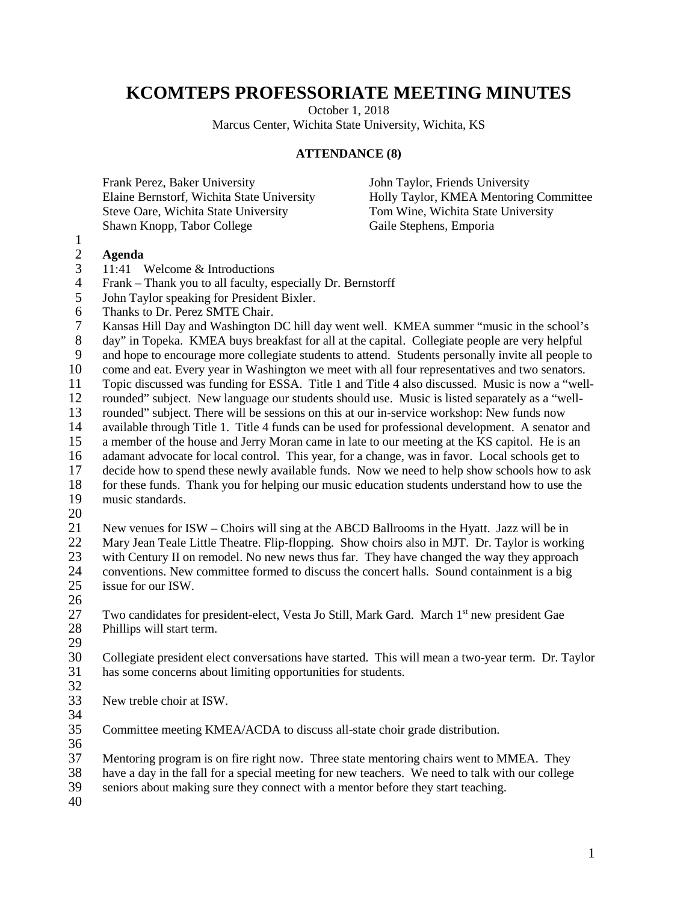# KCOMTEPS PROFESSORIATE MEETING MINUTES

October 1, 2018

Marcus Center, Wichita State University, Wichita, KS

**ATTENDANCE (8)**

Frank Perez, Baker University
Elaine Bernstorf, Wichita State University
Steve Oare, Wichita State University
Shawn Knopp, Tabor College
John Taylor, Friends University
Holly Taylor, KMEA Mentoring Committee
Tom Wine, Wichita State University
Gaile Stephens, Emporia

**Agenda**

11:41 Welcome & Introductions

Frank – Thank you to all faculty, especially Dr. Bernstorff

John Taylor speaking for President Bixler.

Thanks to Dr. Perez SMTE Chair.

Kansas Hill Day and Washington DC hill day went well. KMEA summer "music in the school's day" in Topeka. KMEA buys breakfast for all at the capital. Collegiate people are very helpful and hope to encourage more collegiate students to attend. Students personally invite all people to come and eat. Every year in Washington we meet with all four representatives and two senators. Topic discussed was funding for ESSA. Title 1 and Title 4 also discussed. Music is now a "well-rounded" subject. New language our students should use. Music is listed separately as a "well-rounded" subject. There will be sessions on this at our in-service workshop: New funds now available through Title 1. Title 4 funds can be used for professional development. A senator and a member of the house and Jerry Moran came in late to our meeting at the KS capitol. He is an adamant advocate for local control. This year, for a change, was in favor. Local schools get to decide how to spend these newly available funds. Now we need to help show schools how to ask for these funds. Thank you for helping our music education students understand how to use the music standards.

New venues for ISW – Choirs will sing at the ABCD Ballrooms in the Hyatt. Jazz will be in Mary Jean Teale Little Theatre. Flip-flopping. Show choirs also in MJT. Dr. Taylor is working with Century II on remodel. No new news thus far. They have changed the way they approach conventions. New committee formed to discuss the concert halls. Sound containment is a big issue for our ISW.

Two candidates for president-elect, Vesta Jo Still, Mark Gard. March 1st new president Gae Phillips will start term.

Collegiate president elect conversations have started. This will mean a two-year term. Dr. Taylor has some concerns about limiting opportunities for students.

New treble choir at ISW.

Committee meeting KMEA/ACDA to discuss all-state choir grade distribution.

Mentoring program is on fire right now. Three state mentoring chairs went to MMEA. They have a day in the fall for a special meeting for new teachers. We need to talk with our college seniors about making sure they connect with a mentor before they start teaching.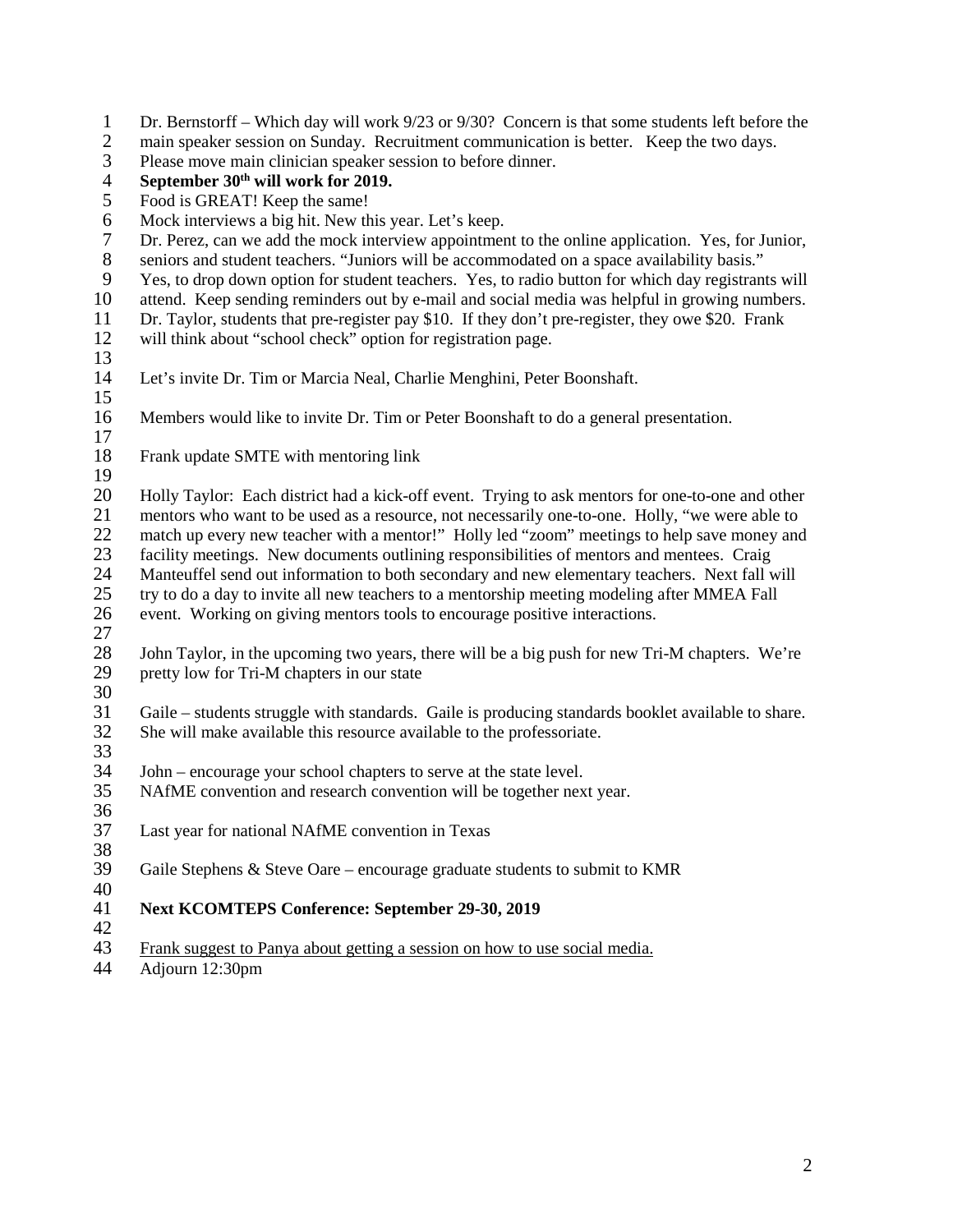Dr. Bernstorff – Which day will work 9/23 or 9/30? Concern is that some students left before the main speaker session on Sunday. Recruitment communication is better. Keep the two days. Please move main clinician speaker session to before dinner.

**September 30th will work for 2019.**

Food is GREAT! Keep the same!

Mock interviews a big hit. New this year. Let's keep.

Dr. Perez, can we add the mock interview appointment to the online application. Yes, for Junior, seniors and student teachers. "Juniors will be accommodated on a space availability basis." Yes, to drop down option for student teachers. Yes, to radio button for which day registrants will attend. Keep sending reminders out by e-mail and social media was helpful in growing numbers. Dr. Taylor, students that pre-register pay $10. If they don't pre-register, they owe $20. Frank will think about "school check" option for registration page.

Let's invite Dr. Tim or Marcia Neal, Charlie Menghini, Peter Boonshaft.

Members would like to invite Dr. Tim or Peter Boonshaft to do a general presentation.

Frank update SMTE with mentoring link

Holly Taylor: Each district had a kick-off event. Trying to ask mentors for one-to-one and other mentors who want to be used as a resource, not necessarily one-to-one. Holly, "we were able to match up every new teacher with a mentor!" Holly led "zoom" meetings to help save money and facility meetings. New documents outlining responsibilities of mentors and mentees. Craig Manteuffel send out information to both secondary and new elementary teachers. Next fall will try to do a day to invite all new teachers to a mentorship meeting modeling after MMEA Fall event. Working on giving mentors tools to encourage positive interactions.

John Taylor, in the upcoming two years, there will be a big push for new Tri-M chapters. We're pretty low for Tri-M chapters in our state

Gaile – students struggle with standards. Gaile is producing standards booklet available to share. She will make available this resource available to the professoriate.

John – encourage your school chapters to serve at the state level.
NAfME convention and research convention will be together next year.

Last year for national NAfME convention in Texas

Gaile Stephens & Steve Oare – encourage graduate students to submit to KMR

**Next KCOMTEPS Conference: September 29-30, 2019**

Frank suggest to Panya about getting a session on how to use social media.
Adjourn 12:30pm